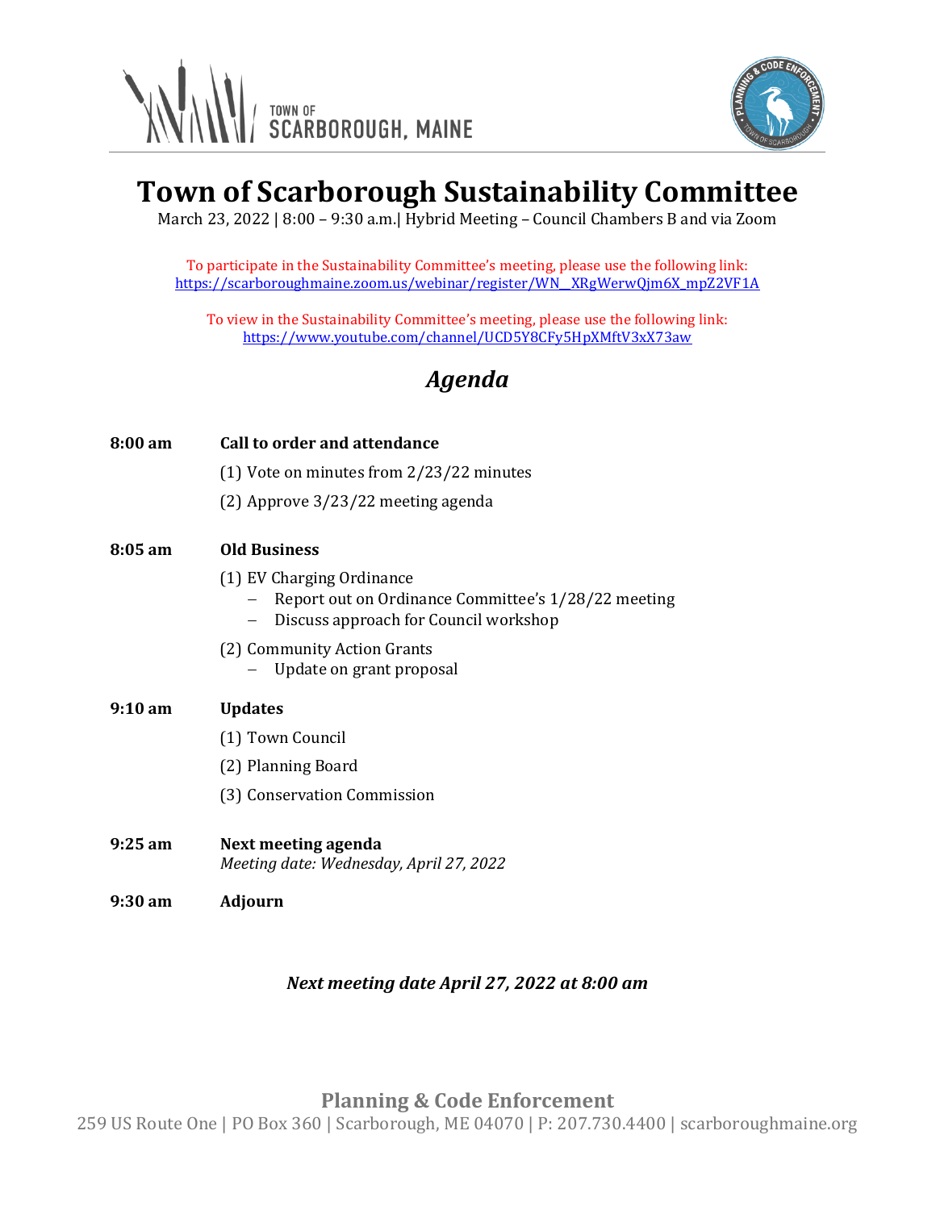TOWN OF SCARBOROUGH, MAINE

# Town of Scarborough Sustainability Committee

March 23, 2022 | 8:00 – 9:30 a.m.| Hybrid Meeting – Council Chambers B and via Zoom

To participate in the Sustainability Committee's meeting, please use the following link:
https://scarboroughmaine.zoom.us/webinar/register/WN__XRgWerwQjm6X_mpZ2VF1A

To view in the Sustainability Committee's meeting, please use the following link:
https://www.youtube.com/channel/UCD5Y8CFy5HpXMftV3xX73aw

## *Agenda*

**8:00 am** **Call to order and attendance**

(1) Vote on minutes from 2/23/22 minutes

(2) Approve 3/23/22 meeting agenda

**8:05 am** **Old Business**

(1) EV Charging Ordinance
- Report out on Ordinance Committee's 1/28/22 meeting
- Discuss approach for Council workshop

(2) Community Action Grants
- Update on grant proposal

**9:10 am** **Updates**

(1) Town Council

(2) Planning Board

(3) Conservation Commission

**9:25 am** **Next meeting agenda**
*Meeting date: Wednesday, April 27, 2022*

**9:30 am** **Adjourn**

***Next meeting date April 27, 2022 at 8:00 am***

**Planning & Code Enforcement**
259 US Route One | PO Box 360 | Scarborough, ME 04070 | P: 207.730.4400 | scarboroughmaine.org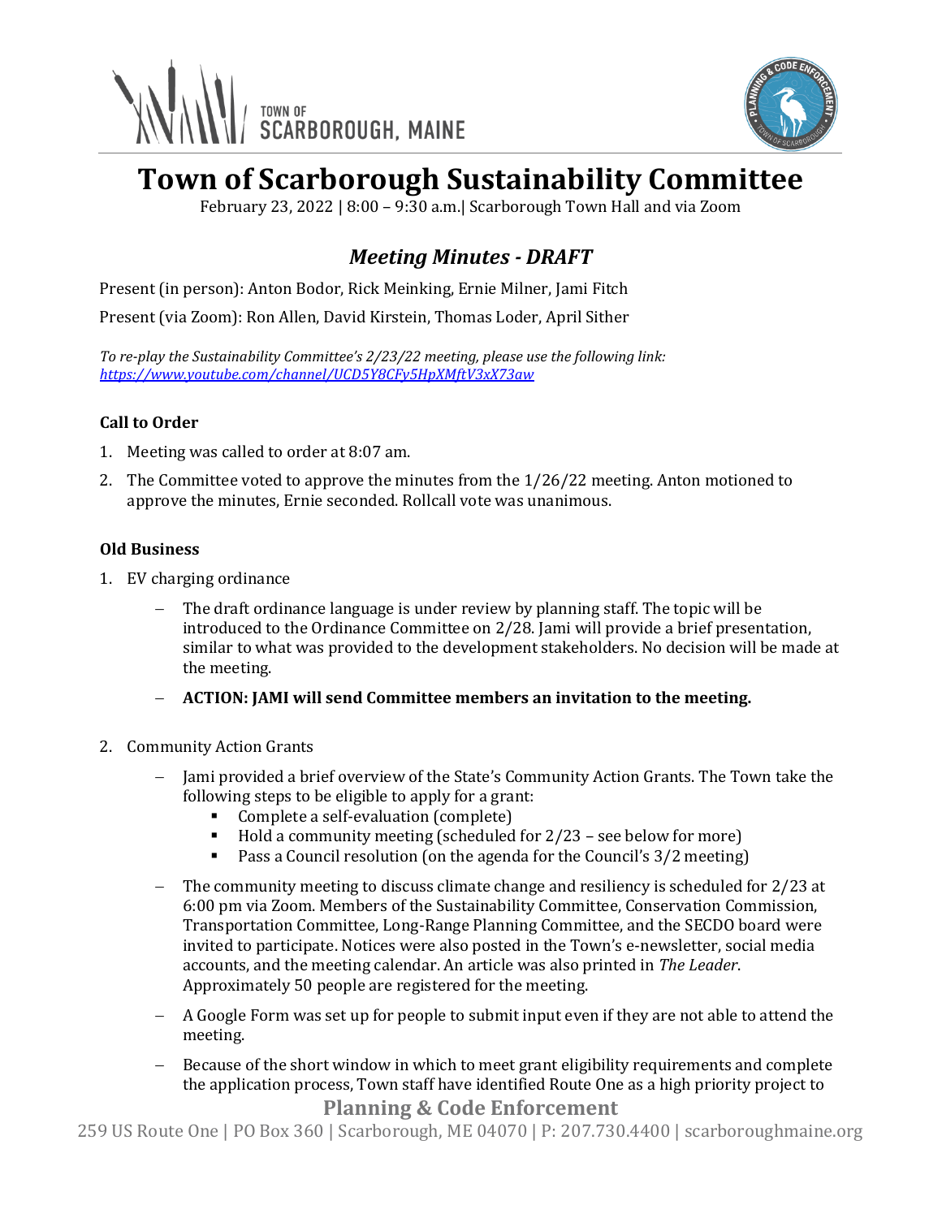# Town of Scarborough Sustainability Committee

February 23, 2022 | 8:00 – 9:30 a.m.| Scarborough Town Hall and via Zoom

## *Meeting Minutes - DRAFT*

Present (in person): Anton Bodor, Rick Meinking, Ernie Milner, Jami Fitch

Present (via Zoom): Ron Allen, David Kirstein, Thomas Loder, April Sither

*To re-play the Sustainability Committee's 2/23/22 meeting, please use the following link: [https://www.youtube.com/channel/UCD5Y8CFy5HpXMftV3xX73aw](https://www.youtube.com/channel/UCD5Y8CFy5HpXMftV3xX73aw)*

### Call to Order

1. Meeting was called to order at 8:07 am.
2. The Committee voted to approve the minutes from the 1/26/22 meeting. Anton motioned to approve the minutes, Ernie seconded. Rollcall vote was unanimous.

### Old Business

1. EV charging ordinance
   - The draft ordinance language is under review by planning staff. The topic will be introduced to the Ordinance Committee on 2/28. Jami will provide a brief presentation, similar to what was provided to the development stakeholders. No decision will be made at the meeting.
   - **ACTION: JAMI will send Committee members an invitation to the meeting.**

2. Community Action Grants
   - Jami provided a brief overview of the State's Community Action Grants. The Town take the following steps to be eligible to apply for a grant:
     - Complete a self-evaluation (complete)
     - Hold a community meeting (scheduled for 2/23 – see below for more)
     - Pass a Council resolution (on the agenda for the Council's 3/2 meeting)
   - The community meeting to discuss climate change and resiliency is scheduled for 2/23 at 6:00 pm via Zoom. Members of the Sustainability Committee, Conservation Commission, Transportation Committee, Long-Range Planning Committee, and the SECDO board were invited to participate. Notices were also posted in the Town's e-newsletter, social media accounts, and the meeting calendar. An article was also printed in *The Leader*. Approximately 50 people are registered for the meeting.
   - A Google Form was set up for people to submit input even if they are not able to attend the meeting.
   - Because of the short window in which to meet grant eligibility requirements and complete the application process, Town staff have identified Route One as a high priority project to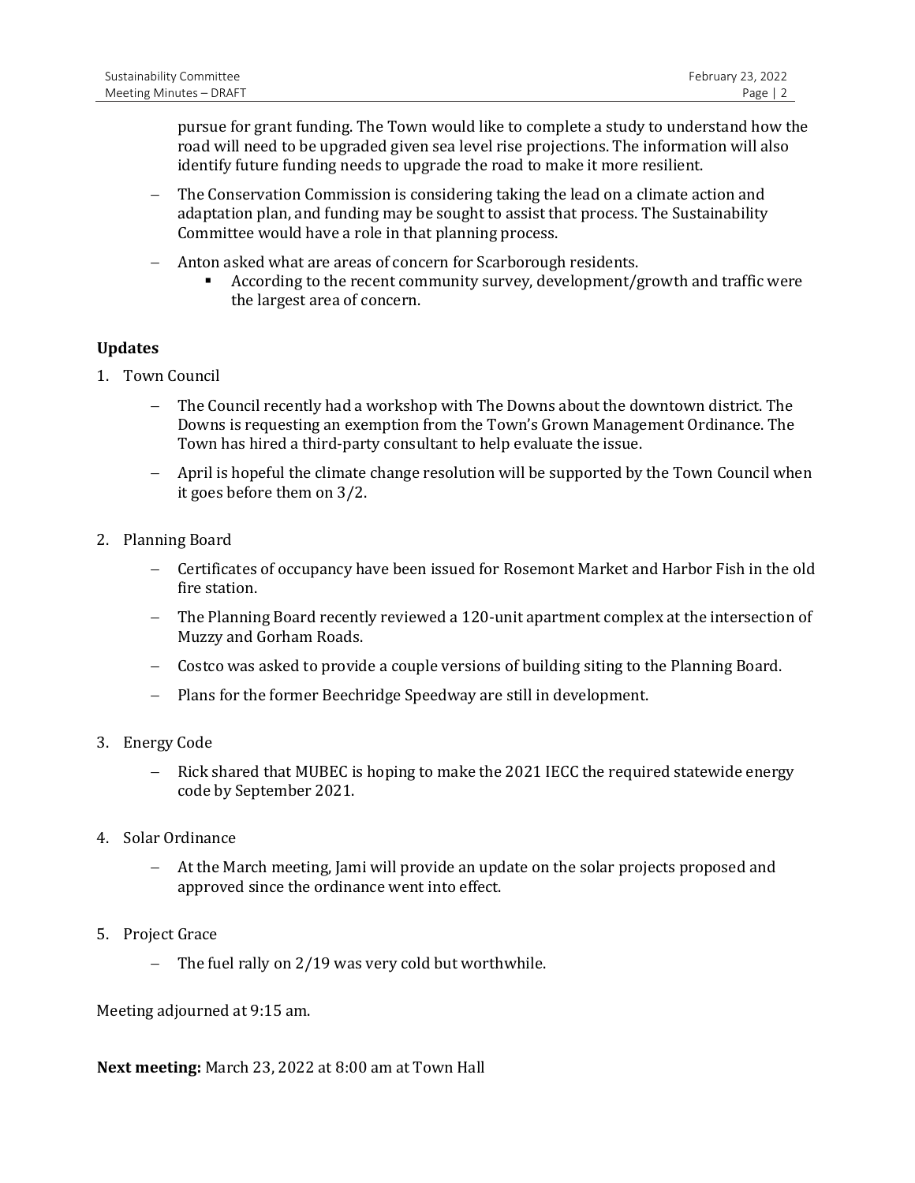pursue for grant funding. The Town would like to complete a study to understand how the road will need to be upgraded given sea level rise projections. The information will also identify future funding needs to upgrade the road to make it more resilient.

- The Conservation Commission is considering taking the lead on a climate action and adaptation plan, and funding may be sought to assist that process. The Sustainability Committee would have a role in that planning process.
- Anton asked what are areas of concern for Scarborough residents.
  - According to the recent community survey, development/growth and traffic were the largest area of concern.

**Updates**

1. Town Council
   - The Council recently had a workshop with The Downs about the downtown district. The Downs is requesting an exemption from the Town's Grown Management Ordinance. The Town has hired a third-party consultant to help evaluate the issue.
   - April is hopeful the climate change resolution will be supported by the Town Council when it goes before them on 3/2.

2. Planning Board
   - Certificates of occupancy have been issued for Rosemont Market and Harbor Fish in the old fire station.
   - The Planning Board recently reviewed a 120-unit apartment complex at the intersection of Muzzy and Gorham Roads.
   - Costco was asked to provide a couple versions of building siting to the Planning Board.
   - Plans for the former Beechridge Speedway are still in development.

3. Energy Code
   - Rick shared that MUBEC is hoping to make the 2021 IECC the required statewide energy code by September 2021.

4. Solar Ordinance
   - At the March meeting, Jami will provide an update on the solar projects proposed and approved since the ordinance went into effect.

5. Project Grace
   - The fuel rally on 2/19 was very cold but worthwhile.

Meeting adjourned at 9:15 am.

**Next meeting:** March 23, 2022 at 8:00 am at Town Hall